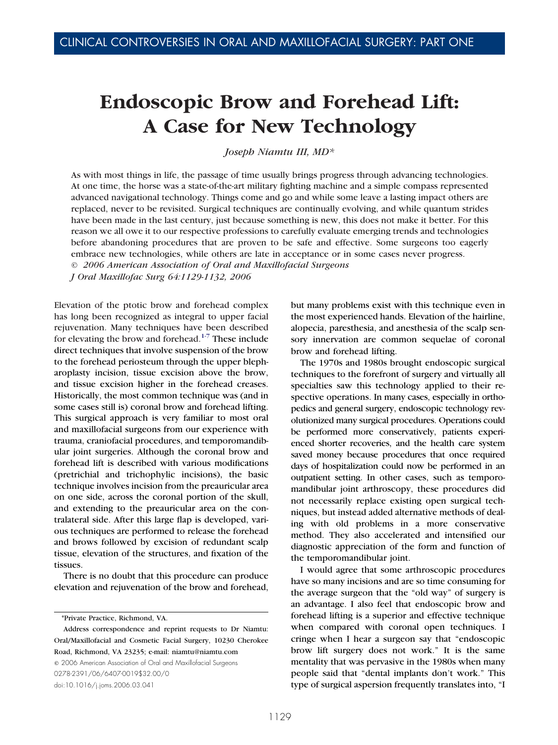CLINICAL CONTROVERSIES IN ORAL AND MAXILLOFACIAL SURGERY: PART ONE

# Endoscopic Brow and Forehead Lift: A Case for New Technology

*Joseph Niamtu III, MD**

*As with most things in life, the passage of time usually brings progress through advancing technologies. At one time, the horse was a state-of-the-art military fighting machine and a simple compass represented advanced navigational technology. Things come and go and while some leave a lasting impact others are replaced, never to be revisited. Surgical techniques are continually evolving, and while quantum strides have been made in the last century, just because something is new, this does not make it better. For this reason we all owe it to our respective professions to carefully evaluate emerging trends and technologies before abandoning procedures that are proven to be safe and effective. Some surgeons too eagerly embrace new technologies, while others are late in acceptance or in some cases never progress.*
*© 2006 American Association of Oral and Maxillofacial Surgeons*
*J Oral Maxillofac Surg 64:1129-1132, 2006*

Elevation of the ptotic brow and forehead complex has long been recognized as integral to upper facial rejuvenation. Many techniques have been described for elevating the brow and forehead.[1-7] These include direct techniques that involve suspension of the brow to the forehead periosteum through the upper blepharoplasty incision, tissue excision above the brow, and tissue excision higher in the forehead creases. Historically, the most common technique was (and in some cases still is) coronal brow and forehead lifting. This surgical approach is very familiar to most oral and maxillofacial surgeons from our experience with trauma, craniofacial procedures, and temporomandibular joint surgeries. Although the coronal brow and forehead lift is described with various modifications (pretrichial and trichophylic incisions), the basic technique involves incision from the preauricular area on one side, across the coronal portion of the skull, and extending to the preauricular area on the contralateral side. After this large flap is developed, various techniques are performed to release the forehead and brows followed by excision of redundant scalp tissue, elevation of the structures, and fixation of the tissues.

There is no doubt that this procedure can produce elevation and rejuvenation of the brow and forehead, but many problems exist with this technique even in the most experienced hands. Elevation of the hairline, alopecia, paresthesia, and anesthesia of the scalp sensory innervation are common sequelae of coronal brow and forehead lifting.

The 1970s and 1980s brought endoscopic surgical techniques to the forefront of surgery and virtually all specialties saw this technology applied to their respective operations. In many cases, especially in orthopedics and general surgery, endoscopic technology revolutionized many surgical procedures. Operations could be performed more conservatively, patients experienced shorter recoveries, and the health care system saved money because procedures that once required days of hospitalization could now be performed in an outpatient setting. In other cases, such as temporomandibular joint arthroscopy, these procedures did not necessarily replace existing open surgical techniques, but instead added alternative methods of dealing with old problems in a more conservative method. They also accelerated and intensified our diagnostic appreciation of the form and function of the temporomandibular joint.

I would agree that some arthroscopic procedures have so many incisions and are so time consuming for the average surgeon that the "old way" of surgery is an advantage. I also feel that endoscopic brow and forehead lifting is a superior and effective technique when compared with coronal open techniques. I cringe when I hear a surgeon say that "endoscopic brow lift surgery does not work." It is the same mentality that was pervasive in the 1980s when many people said that "dental implants don't work." This type of surgical aspersion frequently translates into, "I

*Private Practice, Richmond, VA.

Address correspondence and reprint requests to Dr Niamtu: Oral/Maxillofacial and Cosmetic Facial Surgery, 10230 Cherokee Road, Richmond, VA 23235; e-mail: niamtu@niamtu.com

© 2006 American Association of Oral and Maxillofacial Surgeons
0278-2391/06/6407-0019$32.00/0
doi:10.1016/j.joms.2006.03.041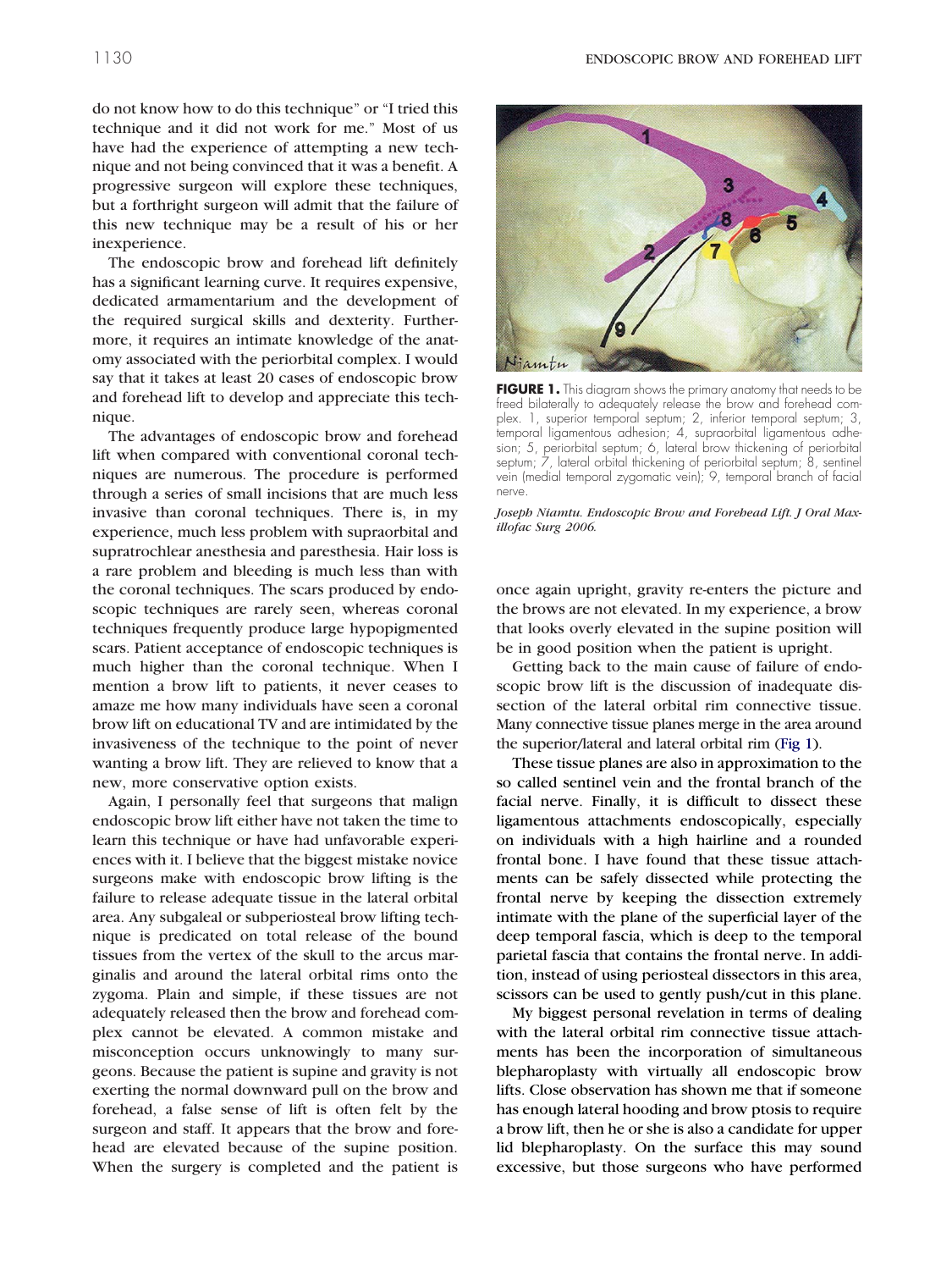do not know how to do this technique" or "I tried this technique and it did not work for me." Most of us have had the experience of attempting a new technique and not being convinced that it was a benefit. A progressive surgeon will explore these techniques, but a forthright surgeon will admit that the failure of this new technique may be a result of his or her inexperience.

The endoscopic brow and forehead lift definitely has a significant learning curve. It requires expensive, dedicated armamentarium and the development of the required surgical skills and dexterity. Furthermore, it requires an intimate knowledge of the anatomy associated with the periorbital complex. I would say that it takes at least 20 cases of endoscopic brow and forehead lift to develop and appreciate this technique.

The advantages of endoscopic brow and forehead lift when compared with conventional coronal techniques are numerous. The procedure is performed through a series of small incisions that are much less invasive than coronal techniques. There is, in my experience, much less problem with supraorbital and supratrochlear anesthesia and paresthesia. Hair loss is a rare problem and bleeding is much less than with the coronal techniques. The scars produced by endoscopic techniques are rarely seen, whereas coronal techniques frequently produce large hypopigmented scars. Patient acceptance of endoscopic techniques is much higher than the coronal technique. When I mention a brow lift to patients, it never ceases to amaze me how many individuals have seen a coronal brow lift on educational TV and are intimidated by the invasiveness of the technique to the point of never wanting a brow lift. They are relieved to know that a new, more conservative option exists.

Again, I personally feel that surgeons that malign endoscopic brow lift either have not taken the time to learn this technique or have had unfavorable experiences with it. I believe that the biggest mistake novice surgeons make with endoscopic brow lifting is the failure to release adequate tissue in the lateral orbital area. Any subgaleal or subperiosteal brow lifting technique is predicated on total release of the bound tissues from the vertex of the skull to the arcus marginalis and around the lateral orbital rims onto the zygoma. Plain and simple, if these tissues are not adequately released then the brow and forehead complex cannot be elevated. A common mistake and misconception occurs unknowingly to many surgeons. Because the patient is supine and gravity is not exerting the normal downward pull on the brow and forehead, a false sense of lift is often felt by the surgeon and staff. It appears that the brow and forehead are elevated because of the supine position. When the surgery is completed and the patient is once again upright, gravity re-enters the picture and the brows are not elevated. In my experience, a brow that looks overly elevated in the supine position will be in good position when the patient is upright.

**FIGURE 1.** This diagram shows the primary anatomy that needs to be freed bilaterally to adequately release the brow and forehead complex. 1, superior temporal septum; 2, inferior temporal septum; 3, temporal ligamentous adhesion; 4, supraorbital ligamentous adhesion; 5, periorbital septum; 6, lateral brow thickening of periorbital septum; 7, lateral orbital thickening of periorbital septum; 8, sentinel vein (medial temporal zygomatic vein); 9, temporal branch of facial nerve.

*Joseph Niamtu. Endoscopic Brow and Forehead Lift. J Oral Maxillofac Surg 2006.*

Getting back to the main cause of failure of endoscopic brow lift is the discussion of inadequate dissection of the lateral orbital rim connective tissue. Many connective tissue planes merge in the area around the superior/lateral and lateral orbital rim (Fig 1).

These tissue planes are also in approximation to the so called sentinel vein and the frontal branch of the facial nerve. Finally, it is difficult to dissect these ligamentous attachments endoscopically, especially on individuals with a high hairline and a rounded frontal bone. I have found that these tissue attachments can be safely dissected while protecting the frontal nerve by keeping the dissection extremely intimate with the plane of the superficial layer of the deep temporal fascia, which is deep to the temporal parietal fascia that contains the frontal nerve. In addition, instead of using periosteal dissectors in this area, scissors can be used to gently push/cut in this plane.

My biggest personal revelation in terms of dealing with the lateral orbital rim connective tissue attachments has been the incorporation of simultaneous blepharoplasty with virtually all endoscopic brow lifts. Close observation has shown me that if someone has enough lateral hooding and brow ptosis to require a brow lift, then he or she is also a candidate for upper lid blepharoplasty. On the surface this may sound excessive, but those surgeons who have performed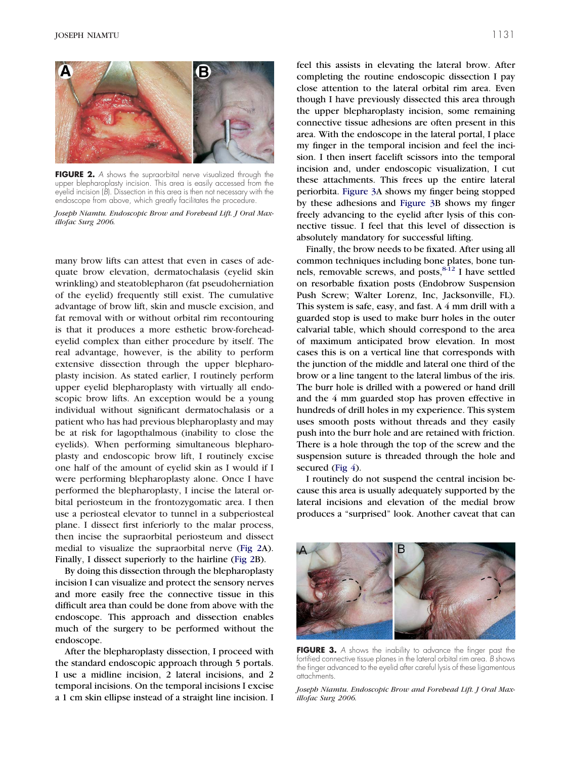**FIGURE 2.** *A* shows the supraorbital nerve visualized through the upper blepharoplasty incision. This area is easily accessed from the eyelid incision (*B*). Dissection in this area is then not necessary with the endoscope from above, which greatly facilitates the procedure.

*Joseph Niamtu. Endoscopic Brow and Forehead Lift. J Oral Maxillofac Surg 2006.*

many brow lifts can attest that even in cases of adequate brow elevation, dermatochalasis (eyelid skin wrinkling) and steatoblepharon (fat pseudoherniation of the eyelid) frequently still exist. The cumulative advantage of brow lift, skin and muscle excision, and fat removal with or without orbital rim recontouring is that it produces a more esthetic brow-forehead-eyelid complex than either procedure by itself. The real advantage, however, is the ability to perform extensive dissection through the upper blepharoplasty incision. As stated earlier, I routinely perform upper eyelid blepharoplasty with virtually all endoscopic brow lifts. An exception would be a young individual without significant dermatochalasis or a patient who has had previous blepharoplasty and may be at risk for lagopthalmous (inability to close the eyelids). When performing simultaneous blepharoplasty and endoscopic brow lift, I routinely excise one half of the amount of eyelid skin as I would if I were performing blepharoplasty alone. Once I have performed the blepharoplasty, I incise the lateral orbital periosteum in the frontozygomatic area. I then use a periosteal elevator to tunnel in a subperiosteal plane. I dissect first inferiorly to the malar process, then incise the supraorbital periosteum and dissect medial to visualize the supraorbital nerve (Fig 2A). Finally, I dissect superiorly to the hairline (Fig 2B).

By doing this dissection through the blepharoplasty incision I can visualize and protect the sensory nerves and more easily free the connective tissue in this difficult area than could be done from above with the endoscope. This approach and dissection enables much of the surgery to be performed without the endoscope.

After the blepharoplasty dissection, I proceed with the standard endoscopic approach through 5 portals. I use a midline incision, 2 lateral incisions, and 2 temporal incisions. On the temporal incisions I excise a 1 cm skin ellipse instead of a straight line incision. I feel this assists in elevating the lateral brow. After completing the routine endoscopic dissection I pay close attention to the lateral orbital rim area. Even though I have previously dissected this area through the upper blepharoplasty incision, some remaining connective tissue adhesions are often present in this area. With the endoscope in the lateral portal, I place my finger in the temporal incision and feel the incision. I then insert facelift scissors into the temporal incision and, under endoscopic visualization, I cut these attachments. This frees up the entire lateral periorbita. Figure 3A shows my finger being stopped by these adhesions and Figure 3B shows my finger freely advancing to the eyelid after lysis of this connective tissue. I feel that this level of dissection is absolutely mandatory for successful lifting.

Finally, the brow needs to be fixated. After using all common techniques including bone plates, bone tunnels, removable screws, and posts,[8-12] I have settled on resorbable fixation posts (Endobrow Suspension Push Screw; Walter Lorenz, Inc, Jacksonville, FL). This system is safe, easy, and fast. A 4 mm drill with a guarded stop is used to make burr holes in the outer calvarial table, which should correspond to the area of maximum anticipated brow elevation. In most cases this is on a vertical line that corresponds with the junction of the middle and lateral one third of the brow or a line tangent to the lateral limbus of the iris. The burr hole is drilled with a powered or hand drill and the 4 mm guarded stop has proven effective in hundreds of drill holes in my experience. This system uses smooth posts without threads and they easily push into the burr hole and are retained with friction. There is a hole through the top of the screw and the suspension suture is threaded through the hole and secured (Fig 4).

I routinely do not suspend the central incision because this area is usually adequately supported by the lateral incisions and elevation of the medial brow produces a "surprised" look. Another caveat that can

**FIGURE 3.** *A* shows the inability to advance the finger past the fortified connective tissue planes in the lateral orbital rim area. *B* shows the finger advanced to the eyelid after careful lysis of these ligamentous attachments.

*Joseph Niamtu. Endoscopic Brow and Forehead Lift. J Oral Maxillofac Surg 2006.*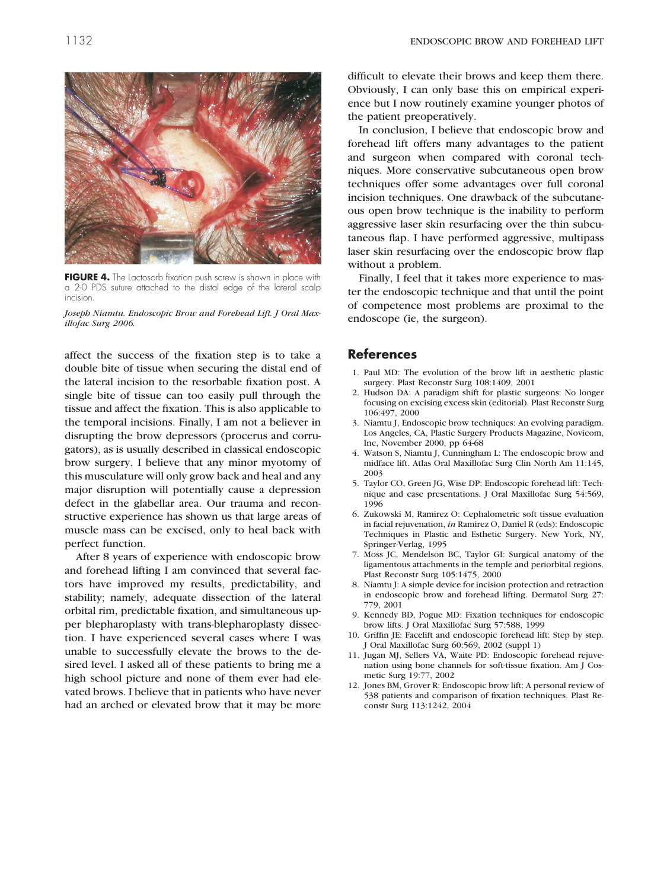**FIGURE 4.** The Lactosorb fixation push screw is shown in place with a 2-0 PDS suture attached to the distal edge of the lateral scalp incision.

*Joseph Niamtu. Endoscopic Brow and Forehead Lift. J Oral Maxillofac Surg 2006.*

affect the success of the fixation step is to take a double bite of tissue when securing the distal end of the lateral incision to the resorbable fixation post. A single bite of tissue can too easily pull through the tissue and affect the fixation. This is also applicable to the temporal incisions. Finally, I am not a believer in disrupting the brow depressors (procerus and corrugators), as is usually described in classical endoscopic brow surgery. I believe that any minor myotomy of this musculature will only grow back and heal and any major disruption will potentially cause a depression defect in the glabellar area. Our trauma and reconstructive experience has shown us that large areas of muscle mass can be excised, only to heal back with perfect function.

After 8 years of experience with endoscopic brow and forehead lifting I am convinced that several factors have improved my results, predictability, and stability; namely, adequate dissection of the lateral orbital rim, predictable fixation, and simultaneous upper blepharoplasty with trans-blepharoplasty dissection. I have experienced several cases where I was unable to successfully elevate the brows to the desired level. I asked all of these patients to bring me a high school picture and none of them ever had elevated brows. I believe that in patients who have never had an arched or elevated brow that it may be more difficult to elevate their brows and keep them there. Obviously, I can only base this on empirical experience but I now routinely examine younger photos of the patient preoperatively.

In conclusion, I believe that endoscopic brow and forehead lift offers many advantages to the patient and surgeon when compared with coronal techniques. More conservative subcutaneous open brow techniques offer some advantages over full coronal incision techniques. One drawback of the subcutaneous open brow technique is the inability to perform aggressive laser skin resurfacing over the thin subcutaneous flap. I have performed aggressive, multipass laser skin resurfacing over the endoscopic brow flap without a problem.

Finally, I feel that it takes more experience to master the endoscopic technique and that until the point of competence most problems are proximal to the endoscope (ie, the surgeon).

## References

1. Paul MD: The evolution of the brow lift in aesthetic plastic surgery. Plast Reconstr Surg 108:1409, 2001
2. Hudson DA: A paradigm shift for plastic surgeons: No longer focusing on excising excess skin (editorial). Plast Reconstr Surg 106:497, 2000
3. Niamtu J, Endoscopic brow techniques: An evolving paradigm. Los Angeles, CA, Plastic Surgery Products Magazine, Novicom, Inc, November 2000, pp 64-68
4. Watson S, Niamtu J, Cunningham L: The endoscopic brow and midface lift. Atlas Oral Maxillofac Surg Clin North Am 11:145, 2003
5. Taylor CO, Green JG, Wise DP: Endoscopic forehead lift: Technique and case presentations. J Oral Maxillofac Surg 54:569, 1996
6. Zukowski M, Ramirez O: Cephalometric soft tissue evaluation in facial rejuvenation, *in* Ramirez O, Daniel R (eds): Endoscopic Techniques in Plastic and Esthetic Surgery. New York, NY, Springer-Verlag, 1995
7. Moss JC, Mendelson BC, Taylor GI: Surgical anatomy of the ligamentous attachments in the temple and periorbital regions. Plast Reconstr Surg 105:1475, 2000
8. Niamtu J: A simple device for incision protection and retraction in endoscopic brow and forehead lifting. Dermatol Surg 27: 779, 2001
9. Kennedy BD, Pogue MD: Fixation techniques for endoscopic brow lifts. J Oral Maxillofac Surg 57:588, 1999
10. Griffin JE: Facelift and endoscopic forehead lift: Step by step. J Oral Maxillofac Surg 60:569, 2002 (suppl 1)
11. Jugan MJ, Sellers VA, Waite PD: Endoscopic forehead rejuvenation using bone channels for soft-tissue fixation. Am J Cosmetic Surg 19:77, 2002
12. Jones BM, Grover R: Endoscopic brow lift: A personal review of 538 patients and comparison of fixation techniques. Plast Reconstr Surg 113:1242, 2004